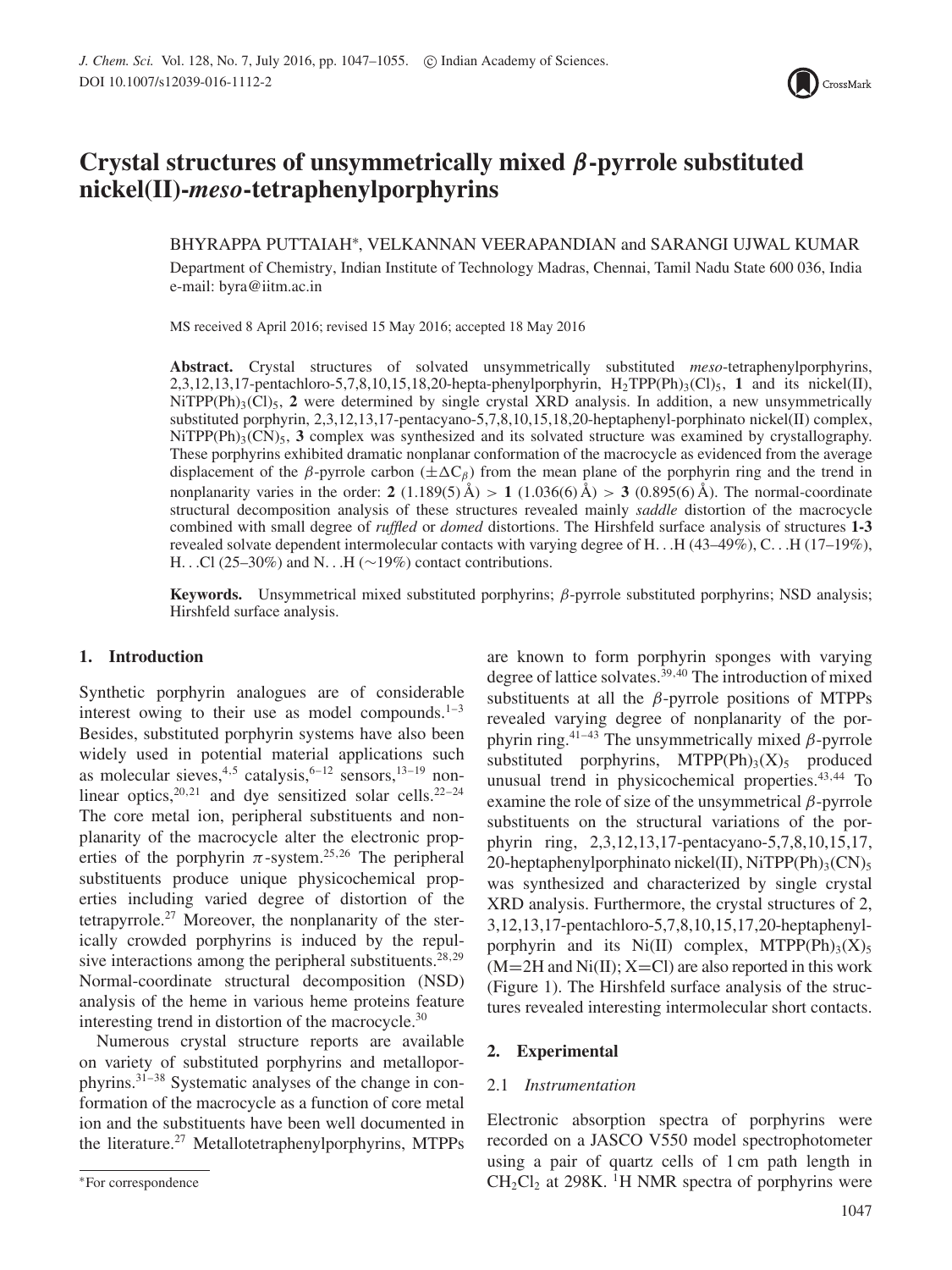# Crystal structures of unsymmetrically mixed β-pyrrole substituted nickel(II)-*meso*-tetraphenylporphyrins

BHYRAPPA PUTTAIAH*, VELKANNAN VEERAPANDIAN and SARANGI UJWAL KUMAR

Department of Chemistry, Indian Institute of Technology Madras, Chennai, Tamil Nadu State 600 036, India
e-mail: byra@iitm.ac.in

MS received 8 April 2016; revised 15 May 2016; accepted 18 May 2016

**Abstract.** Crystal structures of solvated unsymmetrically substituted *meso*-tetraphenylporphyrins, 2,3,12,13,17-pentachloro-5,7,8,10,15,18,20-hepta-phenylporphyrin, $H_2TPP(Ph)_3(Cl)_5$, **1** and its nickel(II), $NiTPP(Ph)_3(Cl)_5$, **2** were determined by single crystal XRD analysis. In addition, a new unsymmetrically substituted porphyrin, 2,3,12,13,17-pentacyano-5,7,8,10,15,18,20-heptaphenyl-porphinato nickel(II) complex, $NiTPP(Ph)_3(CN)_5$, **3** complex was synthesized and its solvated structure was examined by crystallography. These porphyrins exhibited dramatic nonplanar conformation of the macrocycle as evidenced from the average displacement of the β-pyrrole carbon ($\pm\Delta C_\beta$) from the mean plane of the porphyrin ring and the trend in nonplanarity varies in the order: **2** (1.189(5) Å) > **1** (1.036(6) Å) > **3** (0.895(6) Å). The normal-coordinate structural decomposition analysis of these structures revealed mainly *saddle* distortion of the macrocycle combined with small degree of *ruffled* or *domed* distortions. The Hirshfeld surface analysis of structures **1-3** revealed solvate dependent intermolecular contacts with varying degree of H...H (43–49%), C...H (17–19%), H...Cl (25–30%) and N...H (~19%) contact contributions.

**Keywords.** Unsymmetrical mixed substituted porphyrins; β-pyrrole substituted porphyrins; NSD analysis; Hirshfeld surface analysis.

## 1. Introduction

Synthetic porphyrin analogues are of considerable interest owing to their use as model compounds.[1–3] Besides, substituted porphyrin systems have also been widely used in potential material applications such as molecular sieves,[4,5] catalysis,[6–12] sensors,[13–19] non-linear optics,[20,21] and dye sensitized solar cells.[22–24] The core metal ion, peripheral substituents and non-planarity of the macrocycle alter the electronic properties of the porphyrin π-system.[25,26] The peripheral substituents produce unique physicochemical properties including varied degree of distortion of the tetrapyrrole.[27] Moreover, the nonplanarity of the sterically crowded porphyrins is induced by the repulsive interactions among the peripheral substituents.[28,29] Normal-coordinate structural decomposition (NSD) analysis of the heme in various heme proteins feature interesting trend in distortion of the macrocycle.[30]

Numerous crystal structure reports are available on variety of substituted porphyrins and metalloporphyrins.[31–38] Systematic analyses of the change in conformation of the macrocycle as a function of core metal ion and the substituents have been well documented in the literature.[27] Metallotetraphenylporphyrins, MTPPs are known to form porphyrin sponges with varying degree of lattice solvates.[39,40] The introduction of mixed substituents at all the β-pyrrole positions of MTPPs revealed varying degree of nonplanarity of the porphyrin ring.[41–43] The unsymmetrically mixed β-pyrrole substituted porphyrins, $MTPP(Ph)_3(X)_5$ produced unusual trend in physicochemical properties.[43,44] To examine the role of size of the unsymmetrical β-pyrrole substituents on the structural variations of the porphyrin ring, 2,3,12,13,17-pentacyano-5,7,8,10,15,17,20-heptaphenylporphinato nickel(II), $NiTPP(Ph)_3(CN)_5$ was synthesized and characterized by single crystal XRD analysis. Furthermore, the crystal structures of 2,3,12,13,17-pentachloro-5,7,8,10,15,17,20-heptaphenylporphyrin and its Ni(II) complex, $MTPP(Ph)_3(X)_5$ (M=2H and Ni(II); X=Cl) are also reported in this work (Figure 1). The Hirshfeld surface analysis of the structures revealed interesting intermolecular short contacts.

## 2. Experimental

### 2.1 *Instrumentation*

Electronic absorption spectra of porphyrins were recorded on a JASCO V550 model spectrophotometer using a pair of quartz cells of 1 cm path length in $CH_2Cl_2$ at 298K. $^1H$ NMR spectra of porphyrins were

*For correspondence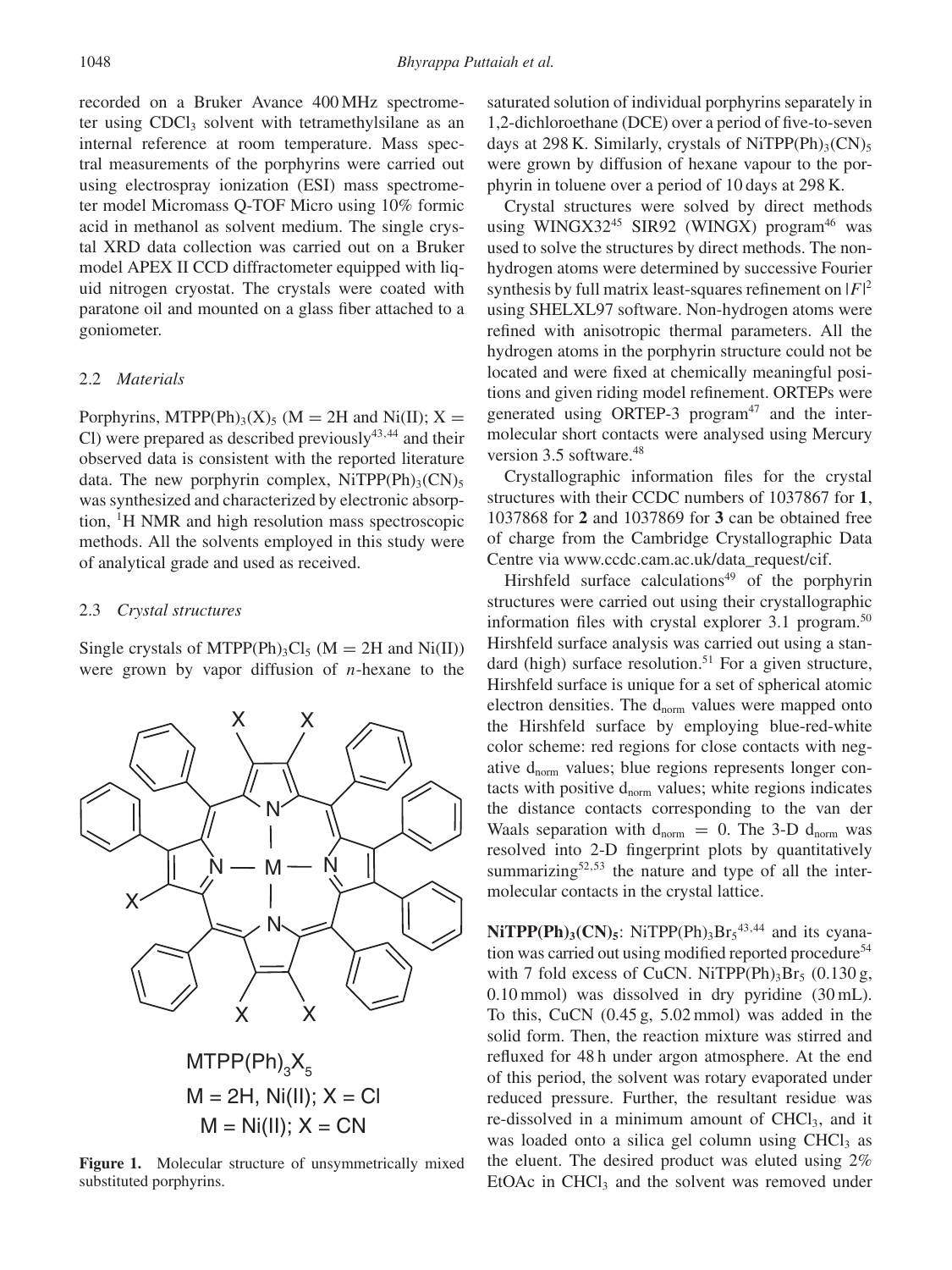recorded on a Bruker Avance 400 MHz spectrometer using $CDCl_3$ solvent with tetramethylsilane as an internal reference at room temperature. Mass spectral measurements of the porphyrins were carried out using electrospray ionization (ESI) mass spectrometer model Micromass Q-TOF Micro using 10% formic acid in methanol as solvent medium. The single crystal XRD data collection was carried out on a Bruker model APEX II CCD diffractometer equipped with liquid nitrogen cryostat. The crystals were coated with paratone oil and mounted on a glass fiber attached to a goniometer.

### 2.2 *Materials*

Porphyrins, $MTPP(Ph)_3(X)_5$ (M = 2H and Ni(II); X = Cl) were prepared as described previously[43,44] and their observed data is consistent with the reported literature data. The new porphyrin complex, $NiTPP(Ph)_3(CN)_5$ was synthesized and characterized by electronic absorption, $^1$H NMR and high resolution mass spectroscopic methods. All the solvents employed in this study were of analytical grade and used as received.

### 2.3 *Crystal structures*

Single crystals of $MTPP(Ph)_3Cl_5$ (M = 2H and Ni(II)) were grown by vapor diffusion of *n*-hexane to the saturated solution of individual porphyrins separately in 1,2-dichloroethane (DCE) over a period of five-to-seven days at 298 K. Similarly, crystals of $NiTPP(Ph)_3(CN)_5$ were grown by diffusion of hexane vapour to the porphyrin in toluene over a period of 10 days at 298 K.

**Figure 1.** Molecular structure of unsymmetrically mixed substituted porphyrins.

Crystal structures were solved by direct methods using WINGX32[45] SIR92 (WINGX) program[46] was used to solve the structures by direct methods. The non-hydrogen atoms were determined by successive Fourier synthesis by full matrix least-squares refinement on $|F|^2$ using SHELXL97 software. Non-hydrogen atoms were refined with anisotropic thermal parameters. All the hydrogen atoms in the porphyrin structure could not be located and were fixed at chemically meaningful positions and given riding model refinement. ORTEPs were generated using ORTEP-3 program[47] and the intermolecular short contacts were analysed using Mercury version 3.5 software.[48]

Crystallographic information files for the crystal structures with their CCDC numbers of 1037867 for **1**, 1037868 for **2** and 1037869 for **3** can be obtained free of charge from the Cambridge Crystallographic Data Centre via www.ccdc.cam.ac.uk/data_request/cif.

Hirshfeld surface calculations[49] of the porphyrin structures were carried out using their crystallographic information files with crystal explorer 3.1 program.[50] Hirshfeld surface analysis was carried out using a standard (high) surface resolution.[51] For a given structure, Hirshfeld surface is unique for a set of spherical atomic electron densities. The $d_{norm}$ values were mapped onto the Hirshfeld surface by employing blue-red-white color scheme: red regions for close contacts with negative $d_{norm}$ values; blue regions represents longer contacts with positive $d_{norm}$ values; white regions indicates the distance contacts corresponding to the van der Waals separation with $d_{norm} = 0$. The 3-D $d_{norm}$ was resolved into 2-D fingerprint plots by quantitatively summarizing[52,53] the nature and type of all the intermolecular contacts in the crystal lattice.

**$NiTPP(Ph)_3(CN)_5$**: $NiTPP(Ph)_3Br_5$[43,44] and its cyanation was carried out using modified reported procedure[54] with 7 fold excess of CuCN. $NiTPP(Ph)_3Br_5$ (0.130 g, 0.10 mmol) was dissolved in dry pyridine (30 mL). To this, CuCN (0.45 g, 5.02 mmol) was added in the solid form. Then, the reaction mixture was stirred and refluxed for 48 h under argon atmosphere. At the end of this period, the solvent was rotary evaporated under reduced pressure. Further, the resultant residue was re-dissolved in a minimum amount of $CHCl_3$, and it was loaded onto a silica gel column using $CHCl_3$ as the eluent. The desired product was eluted using 2% EtOAc in $CHCl_3$ and the solvent was removed under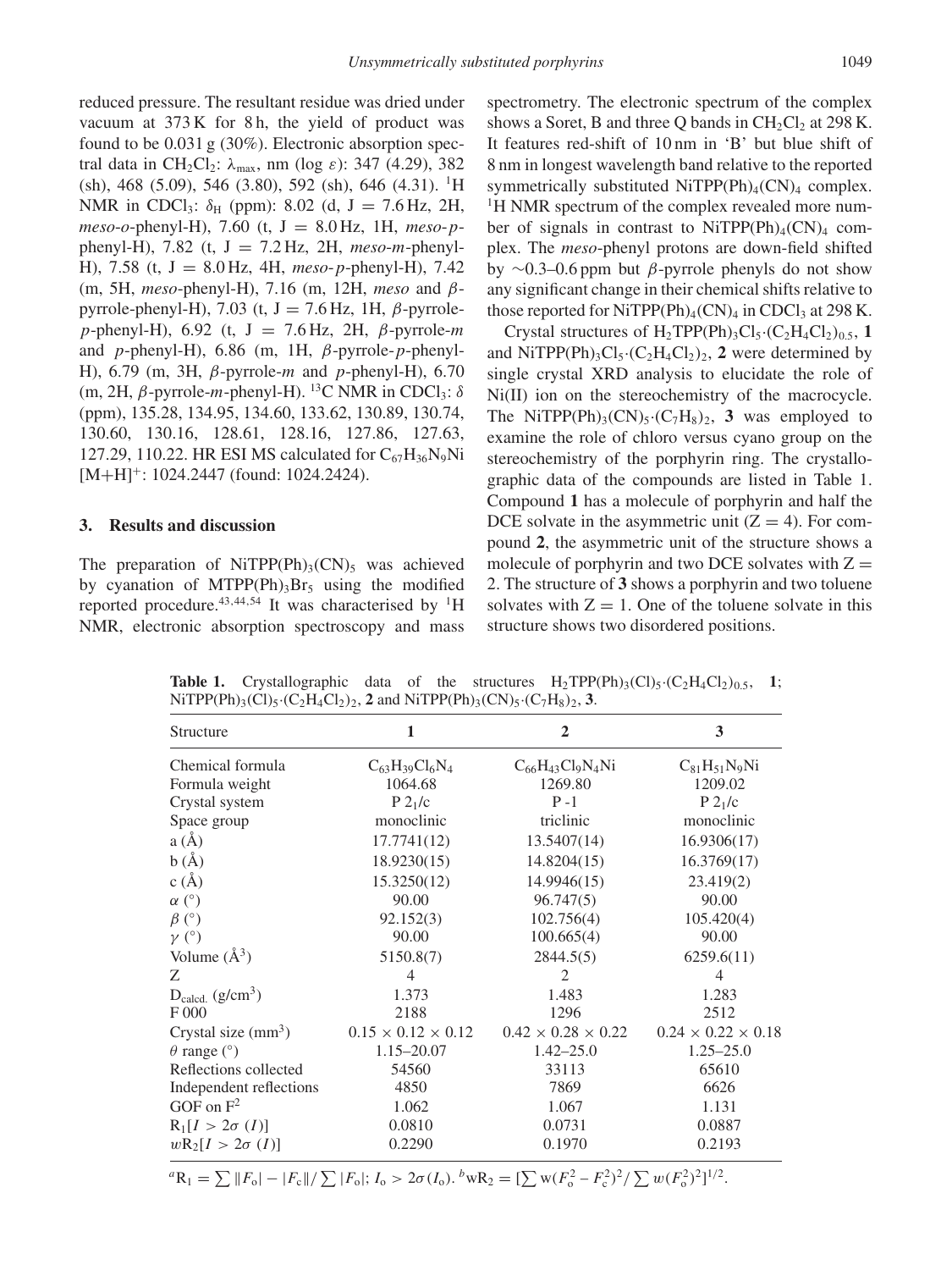reduced pressure. The resultant residue was dried under vacuum at 373 K for 8 h, the yield of product was found to be 0.031 g (30%). Electronic absorption spectral data in $CH_2Cl_2$: $\lambda_{max}$, nm (log $\varepsilon$): 347 (4.29), 382 (sh), 468 (5.09), 546 (3.80), 592 (sh), 646 (4.31). $^1$H NMR in $CDCl_3$: $\delta_H$ (ppm): 8.02 (d, J = 7.6 Hz, 2H, *meso-o*-phenyl-H), 7.60 (t, J = 8.0 Hz, 1H, *meso-p*-phenyl-H), 7.82 (t, J = 7.2 Hz, 2H, *meso-m*-phenyl-H), 7.58 (t, J = 8.0 Hz, 4H, *meso-p*-phenyl-H), 7.42 (m, 5H, *meso*-phenyl-H), 7.16 (m, 12H, *meso* and $\beta$-pyrrole-phenyl-H), 7.03 (t, J = 7.6 Hz, 1H, $\beta$-pyrrole-*p*-phenyl-H), 6.92 (t, J = 7.6 Hz, 2H, $\beta$-pyrrole-*m* and *p*-phenyl-H), 6.86 (m, 1H, $\beta$-pyrrole-*p*-phenyl-H), 6.79 (m, 3H, $\beta$-pyrrole-*m* and *p*-phenyl-H), 6.70 (m, 2H, $\beta$-pyrrole-*m*-phenyl-H). $^{13}$C NMR in $CDCl_3$: $\delta$ (ppm), 135.28, 134.95, 134.60, 133.62, 130.89, 130.74, 130.60, 130.16, 128.61, 128.16, 127.86, 127.63, 127.29, 110.22. HR ESI MS calculated for $C_{67}H_{36}N_9Ni$ $[M+H]^+$: 1024.2447 (found: 1024.2424).

## 3. Results and discussion

The preparation of $NiTPP(Ph)_3(CN)_5$ was achieved by cyanation of $MTPP(Ph)_3Br_5$ using the modified reported procedure.[43,44,54] It was characterised by $^1$H NMR, electronic absorption spectroscopy and mass spectrometry. The electronic spectrum of the complex shows a Soret, B and three Q bands in $CH_2Cl_2$ at 298 K. It features red-shift of 10 nm in 'B' but blue shift of 8 nm in longest wavelength band relative to the reported symmetrically substituted $NiTPP(Ph)_4(CN)_4$ complex. $^1$H NMR spectrum of the complex revealed more number of signals in contrast to $NiTPP(Ph)_4(CN)_4$ complex. The *meso*-phenyl protons are down-field shifted by ∼0.3–0.6 ppm but $\beta$-pyrrole phenyls do not show any significant change in their chemical shifts relative to those reported for $NiTPP(Ph)_4(CN)_4$ in $CDCl_3$ at 298 K.

Crystal structures of $H_2TPP(Ph)_3Cl_5{\cdot}(C_2H_4Cl_2)_{0.5}$, **1** and $NiTPP(Ph)_3Cl_5{\cdot}(C_2H_4Cl_2)_2$, **2** were determined by single crystal XRD analysis to elucidate the role of Ni(II) ion on the stereochemistry of the macrocycle. The $NiTPP(Ph)_3(CN)_5{\cdot}(C_7H_8)_2$, **3** was employed to examine the role of chloro versus cyano group on the stereochemistry of the porphyrin ring. The crystallographic data of the compounds are listed in Table 1. Compound **1** has a molecule of porphyrin and half the DCE solvate in the asymmetric unit (Z = 4). For compound **2**, the asymmetric unit of the structure shows a molecule of porphyrin and two DCE solvates with Z = 2. The structure of **3** shows a porphyrin and two toluene solvates with Z = 1. One of the toluene solvate in this structure shows two disordered positions.

**Table 1.** Crystallographic data of the structures $H_2TPP(Ph)_3(Cl)_5{\cdot}(C_2H_4Cl_2)_{0.5}$, **1**; $NiTPP(Ph)_3(Cl)_5{\cdot}(C_2H_4Cl_2)_2$, **2** and $NiTPP(Ph)_3(CN)_5{\cdot}(C_7H_8)_2$, **3**.

| Structure | 1 | 2 | 3 |
|---|---|---|---|
| Chemical formula | $C_{63}H_{39}Cl_6N_4$ | $C_{66}H_{43}Cl_9N_4Ni$ | $C_{81}H_{51}N_9Ni$ |
| Formula weight | 1064.68 | 1269.80 | 1209.02 |
| Crystal system | P $2_1$/c | P -1 | P $2_1$/c |
| Space group | monoclinic | triclinic | monoclinic |
| a (Å) | 17.7741(12) | 13.5407(14) | 16.9306(17) |
| b (Å) | 18.9230(15) | 14.8204(15) | 16.3769(17) |
| c (Å) | 15.3250(12) | 14.9946(15) | 23.419(2) |
| $\alpha$ (°) | 90.00 | 96.747(5) | 90.00 |
| $\beta$ (°) | 92.152(3) | 102.756(4) | 105.420(4) |
| $\gamma$ (°) | 90.00 | 100.665(4) | 90.00 |
| Volume (Å$^3$) | 5150.8(7) | 2844.5(5) | 6259.6(11) |
| Z | 4 | 2 | 4 |
| $D_{calcd.}$ (g/cm$^3$) | 1.373 | 1.483 | 1.283 |
| F 000 | 2188 | 1296 | 2512 |
| Crystal size (mm$^3$) | 0.15 × 0.12 × 0.12 | 0.42 × 0.28 × 0.22 | 0.24 × 0.22 × 0.18 |
| $\theta$ range (°) | 1.15–20.07 | 1.42–25.0 | 1.25–25.0 |
| Reflections collected | 54560 | 33113 | 65610 |
| Independent reflections | 4850 | 7869 | 6626 |
| GOF on F$^2$ | 1.062 | 1.067 | 1.131 |
| $R_1[I > 2\sigma(I)]$ | 0.0810 | 0.0731 | 0.0887 |
| $wR_2[I > 2\sigma(I)]$ | 0.2290 | 0.1970 | 0.2193 |

[a]$R_1 = \sum \|F_o| - |F_c\| / \sum |F_o|$; $I_o > 2\sigma(I_o)$. [b]$wR_2 = [\sum w(F_o^2 - F_c^2)^2 / \sum w(F_o^2)^2]^{1/2}$.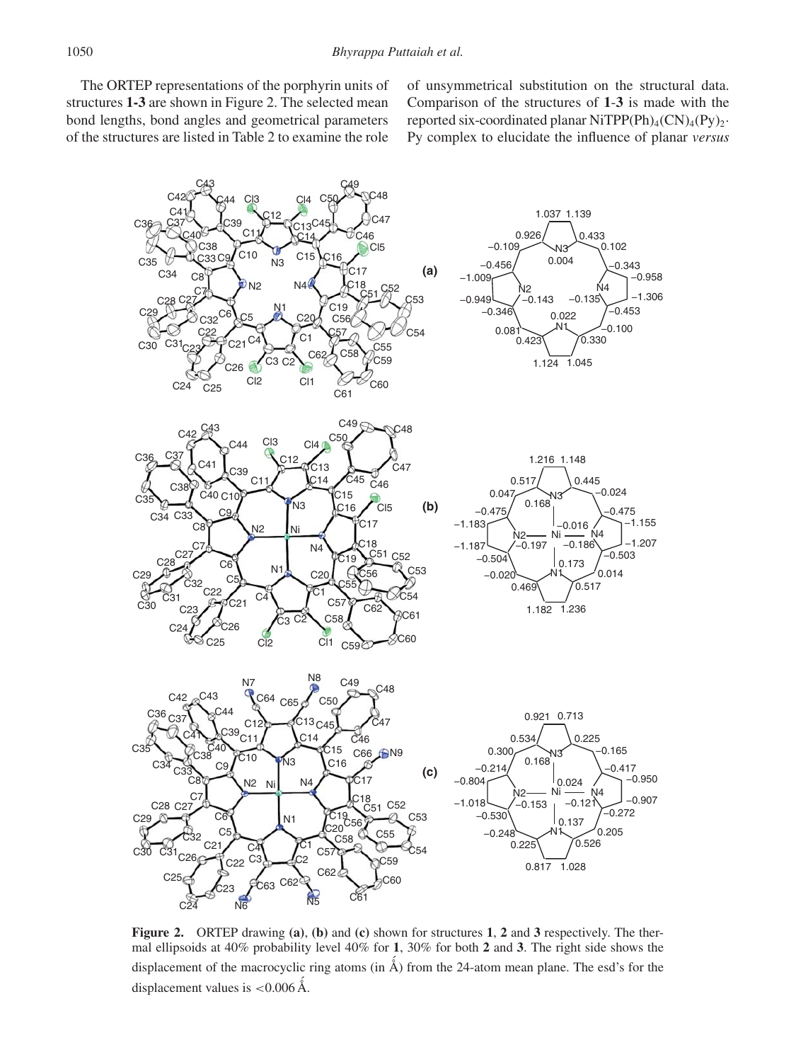The ORTEP representations of the porphyrin units of structures **1-3** are shown in Figure 2. The selected mean bond lengths, bond angles and geometrical parameters of the structures are listed in Table 2 to examine the role of unsymmetrical substitution on the structural data. Comparison of the structures of **1**-**3** is made with the reported six-coordinated planar $NiTPP(Ph)_4(CN)_4(Py)_2 \cdot Py$ complex to elucidate the influence of planar *versus*

**Figure 2.** ORTEP drawing **(a)**, **(b)** and **(c)** shown for structures **1**, **2** and **3** respectively. The thermal ellipsoids at 40% probability level 40% for **1**, 30% for both **2** and **3**. The right side shows the displacement of the macrocyclic ring atoms (in Å) from the 24-atom mean plane. The esd's for the displacement values is <0.006 Å.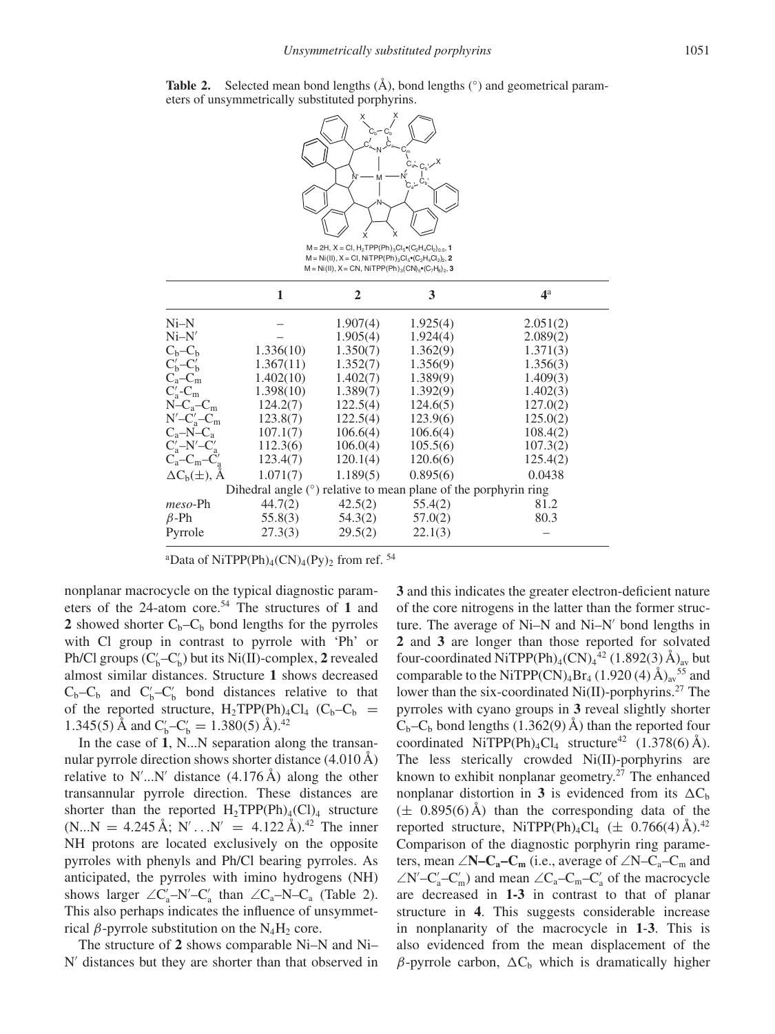**Table 2.** Selected mean bond lengths (Å), bond lengths (°) and geometrical parameters of unsymmetrically substituted porphyrins.

M = 2H, X = Cl, $H_2TPP(Ph)_3Cl_5{\bullet}(C_2H_4Cl_2)_{0.5}$, **1**
M = Ni(II), X = Cl, $NiTPP(Ph)_3Cl_5{\bullet}(C_2H_4Cl_2)_2$, **2**
M = Ni(II), X = CN, $NiTPP(Ph)_3(CN)_5{\bullet}(C_7H_8)_2$, **3**

| | **1** | **2** | **3** | **4**[a] |
|---|---|---|---|---|
| Ni–N | – | 1.907(4) | 1.925(4) | 2.051(2) |
| Ni–N′ | – | 1.905(4) | 1.924(4) | 2.089(2) |
| $C_b$–$C_b$ | 1.336(10) | 1.350(7) | 1.362(9) | 1.371(3) |
| $C_b'$–$C_b'$ | 1.367(11) | 1.352(7) | 1.356(9) | 1.356(3) |
| $C_a$–$C_m$ | 1.402(10) | 1.402(7) | 1.389(9) | 1.409(3) |
| $C_a'$-$C_m$ | 1.398(10) | 1.389(7) | 1.392(9) | 1.402(3) |
| N–$C_a$–$C_m$ | 124.2(7) | 122.5(4) | 124.6(5) | 127.0(2) |
| N′–$C_a'$–$C_m$ | 123.8(7) | 122.5(4) | 123.9(6) | 125.0(2) |
| $C_a$–N–$C_a$ | 107.1(7) | 106.6(4) | 106.6(4) | 108.4(2) |
| $C_a'$–N′–$C_a'$ | 112.3(6) | 106.0(4) | 105.5(6) | 107.3(2) |
| $C_a$–$C_m$–$C_a'$ | 123.4(7) | 120.1(4) | 120.6(6) | 125.4(2) |
| $\Delta C_b(\pm)$, Å | 1.071(7) | 1.189(5) | 0.895(6) | 0.0438 |
| Dihedral angle (°) relative to mean plane of the porphyrin ring | | | | |
| *meso*-Ph | 44.7(2) | 42.5(2) | 55.4(2) | 81.2 |
| $\beta$-Ph | 55.8(3) | 54.3(2) | 57.0(2) | 80.3 |
| Pyrrole | 27.3(3) | 29.5(2) | 22.1(3) | – |

[a]Data of $NiTPP(Ph)_4(CN)_4(Py)_2$ from ref. [54]

nonplanar macrocycle on the typical diagnostic parameters of the 24-atom core.[54] The structures of **1** and **2** showed shorter $C_b$–$C_b$ bond lengths for the pyrroles with Cl group in contrast to pyrrole with 'Ph' or Ph/Cl groups ($C_b'$–$C_b'$) but its Ni(II)-complex, **2** revealed almost similar distances. Structure **1** shows decreased $C_b$–$C_b$ and $C_b'$–$C_b'$ bond distances relative to that of the reported structure, $H_2TPP(Ph)_4Cl_4$ ($C_b$–$C_b$ = 1.345(5) Å and $C_b'$–$C_b'$ = 1.380(5) Å).[42]

In the case of **1**, N...N separation along the transannular pyrrole direction shows shorter distance (4.010 Å) relative to N′...N′ distance (4.176 Å) along the other transannular pyrrole direction. These distances are shorter than the reported $H_2TPP(Ph)_4(Cl)_4$ structure (N...N = 4.245 Å; N′...N′ = 4.122 Å).[42] The inner NH protons are located exclusively on the opposite pyrroles with phenyls and Ph/Cl bearing pyrroles. As anticipated, the pyrroles with imino hydrogens (NH) shows larger $\angle C_a'$–N′–$C_a'$ than $\angle C_a$–N–$C_a$ (Table 2). This also perhaps indicates the influence of unsymmetrical $\beta$-pyrrole substitution on the $N_4H_2$ core.

The structure of **2** shows comparable Ni–N and Ni–N′ distances but they are shorter than that observed in **3** and this indicates the greater electron-deficient nature of the core nitrogens in the latter than the former structure. The average of Ni–N and Ni–N′ bond lengths in **2** and **3** are longer than those reported for solvated four-coordinated $NiTPP(Ph)_4(CN)_4$[42] $(1.892(3)\text{ Å})_{av}$ but comparable to the $NiTPP(CN)_4Br_4$ $(1.920(4)\text{ Å})_{av}$[55] and lower than the six-coordinated Ni(II)-porphyrins.[27] The pyrroles with cyano groups in **3** reveal slightly shorter $C_b$–$C_b$ bond lengths (1.362(9) Å) than the reported four coordinated $NiTPP(Ph)_4Cl_4$ structure[42] (1.378(6) Å). The less sterically crowded Ni(II)-porphyrins are known to exhibit nonplanar geometry.[27] The enhanced nonplanar distortion in **3** is evidenced from its $\Delta C_b$ ($\pm$ 0.895(6) Å) than the corresponding data of the reported structure, $NiTPP(Ph)_4Cl_4$ ($\pm$ 0.766(4) Å).[42] Comparison of the diagnostic porphyrin ring parameters, mean $\angle$**N–$C_a$–$C_m$** (i.e., average of $\angle$N–$C_a$–$C_m$ and $\angle$N′–$C_a'$–$C_m'$) and mean $\angle C_a$–$C_m$–$C_a'$ of the macrocycle are decreased in **1-3** in contrast to that of planar structure in **4**. This suggests considerable increase in nonplanarity of the macrocycle in **1-3**. This is also evidenced from the mean displacement of the $\beta$-pyrrole carbon, $\Delta C_b$ which is dramatically higher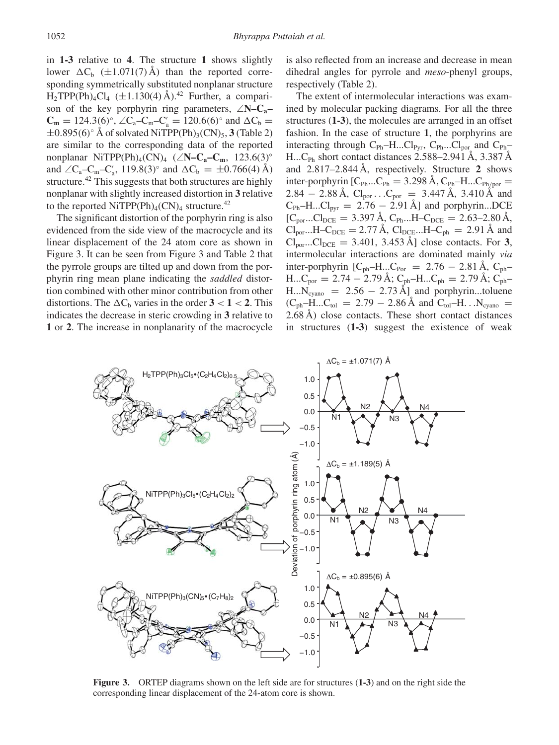in **1-3** relative to **4**. The structure **1** shows slightly lower $\Delta C_b$ ($\pm 1.071(7)$ Å) than the reported corresponding symmetrically substituted nonplanar structure $H_2TPP(Ph)_4Cl_4$ ($\pm 1.130(4)$ Å).[42] Further, a comparison of the key porphyrin ring parameters, $\angle$**N–C$_a$–C$_m$** $= 124.3(6)°$, $\angle C_a–C_m–C'_a = 120.6(6)°$ and $\Delta C_b = \pm 0.895(6)°$ Å of solvated $NiTPP(Ph)_3(CN)_5$, **3** (Table 2) are similar to the corresponding data of the reported nonplanar $NiTPP(Ph)_4(CN)_4$ ($\angle$**N–C$_a$–C$_m$**, $123.6(3)°$ and $\angle C_a–C_m–C'_a$, $119.8(3)°$ and $\Delta C_b = \pm 0.766(4)$ Å) structure.[42] This suggests that both structures are highly nonplanar with slightly increased distortion in **3** relative to the reported $NiTPP(Ph)_4(CN)_4$ structure.[42]

The significant distortion of the porphyrin ring is also evidenced from the side view of the macrocycle and its linear displacement of the 24 atom core as shown in Figure 3. It can be seen from Figure 3 and Table 2 that the pyrrole groups are tilted up and down from the porphyrin ring mean plane indicating the *saddled* distortion combined with other minor contribution from other distortions. The $\Delta C_b$ varies in the order **3** < **1** < **2**. This indicates the decrease in steric crowding in **3** relative to **1** or **2**. The increase in nonplanarity of the macrocycle is also reflected from an increase and decrease in mean dihedral angles for pyrrole and *meso*-phenyl groups, respectively (Table 2).

The extent of intermolecular interactions was examined by molecular packing diagrams. For all the three structures (**1-3**), the molecules are arranged in an offset fashion. In the case of structure **1**, the porphyrins are interacting through $C_{Ph}$–H...$Cl_{Pyr}$, $C_{Ph}$...$Cl_{por}$ and $C_{Ph}$–H...$C_{Ph}$ short contact distances 2.588–2.941 Å, 3.387 Å and 2.817–2.844 Å, respectively. Structure **2** shows inter-porphyrin [$C_{Ph}$...$C_{Ph}$ = 3.298 Å, $C_{Ph}$–H...$C_{Ph/por}$ = 2.84 − 2.88 Å, $Cl_{por}$...$C_{por}$ = 3.447 Å, 3.410 Å and $C_{Ph}$–H...$Cl_{pyr}$ = 2.76 − 2.91 Å] and porphyrin...DCE [$C_{por}$...$Cl_{DCE}$ = 3.397 Å, $C_{Ph}$...H–$C_{DCE}$ = 2.63–2.80 Å, $Cl_{por}$...H–$C_{DCE}$ = 2.77 Å, $Cl_{DCE}$...H–$C_{ph}$ = 2.91 Å and $Cl_{por}$...$Cl_{DCE}$ = 3.401, 3.453 Å] close contacts. For **3**, intermolecular interactions are dominated mainly *via* inter-porphyrin [$C_{ph}$–H...$C_{Por}$ = 2.76 − 2.81 Å, $C_{ph}$–H...$C_{por}$ = 2.74 − 2.79 Å; $C_{ph}$–H...$C_{ph}$ = 2.79 Å; $C_{ph}$–H...$N_{cyano}$ = 2.56 − 2.73 Å] and porphyrin...toluene ($C_{ph}$–H...$C_{tol}$ = 2.79 − 2.86 Å and $C_{tol}$–H...$N_{cyano}$ = 2.68 Å) close contacts. These short contact distances in structures (**1-3**) suggest the existence of weak

**Figure 3.** ORTEP diagrams shown on the left side are for structures (**1-3**) and on the right side the corresponding linear displacement of the 24-atom core is shown.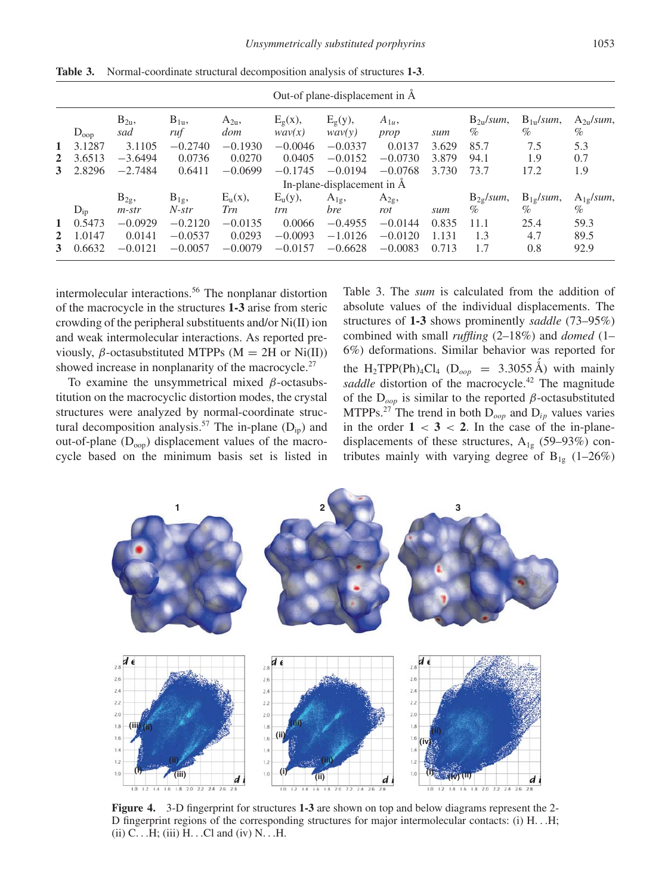**Table 3.** Normal-coordinate structural decomposition analysis of structures **1-3**.

| | Out-of plane-displacement in Å | | | | | | | | | | |
|---|---|---|---|---|---|---|---|---|---|---|---|
| | $D_{oop}$ | $B_{2u}$, *sad* | $B_{1u}$, *ruf* | $A_{2u}$, *dom* | $E_g(x)$, *wav(x)* | $E_g(y)$, *wav(y)* | $A_{1u}$, *prop* | *sum* | $B_{2u}$/*sum*, % | $B_{1u}$/*sum*, % | $A_{2u}$/*sum*, % |
| **1** | 3.1287 | 3.1105 | −0.2740 | −0.1930 | −0.0046 | −0.0337 | 0.0137 | 3.629 | 85.7 | 7.5 | 5.3 |
| **2** | 3.6513 | −3.6494 | 0.0736 | 0.0270 | 0.0405 | −0.0152 | −0.0730 | 3.879 | 94.1 | 1.9 | 0.7 |
| **3** | 2.8296 | −2.7484 | 0.6411 | −0.0699 | −0.1745 | −0.0194 | −0.0768 | 3.730 | 73.7 | 17.2 | 1.9 |
| | In-plane-displacement in Å | | | | | | | | | | |
| | $D_{ip}$ | $B_{2g}$, *m-str* | $B_{1g}$, *N-str* | $E_u(x)$, *Trn* | $E_u(y)$, *trn* | $A_{1g}$, *bre* | $A_{2g}$, *rot* | *sum* | $B_{2g}$/*sum*, % | $B_{1g}$/*sum*, % | $A_{1g}$/*sum*, % |
| **1** | 0.5473 | −0.0929 | −0.2120 | −0.0135 | 0.0066 | −0.4955 | −0.0144 | 0.835 | 11.1 | 25.4 | 59.3 |
| **2** | 1.0147 | 0.0141 | −0.0537 | 0.0293 | −0.0093 | −1.0126 | −0.0120 | 1.131 | 1.3 | 4.7 | 89.5 |
| **3** | 0.6632 | −0.0121 | −0.0057 | −0.0079 | −0.0157 | −0.6628 | −0.0083 | 0.713 | 1.7 | 0.8 | 92.9 |

intermolecular interactions.[56] The nonplanar distortion of the macrocycle in the structures **1-3** arise from steric crowding of the peripheral substituents and/or Ni(II) ion and weak intermolecular interactions. As reported previously, $\beta$-octasubstituted MTPPs (M = 2H or Ni(II)) showed increase in nonplanarity of the macrocycle.[27]

To examine the unsymmetrical mixed $\beta$-octasubstitution on the macrocyclic distortion modes, the crystal structures were analyzed by normal-coordinate structural decomposition analysis.[57] The in-plane ($D_{ip}$) and out-of-plane ($D_{oop}$) displacement values of the macrocycle based on the minimum basis set is listed in Table 3. The *sum* is calculated from the addition of absolute values of the individual displacements. The structures of **1-3** shows prominently *saddle* (73–95%) combined with small *ruffling* (2–18%) and *domed* (1–6%) deformations. Similar behavior was reported for the $H_2TPP(Ph)_4Cl_4$ ($D_{oop}$ = 3.3055 Å) with mainly *saddle* distortion of the macrocycle.[42] The magnitude of the $D_{oop}$ is similar to the reported $\beta$-octasubstituted MTPPs.[27] The trend in both $D_{oop}$ and $D_{ip}$ values varies in the order **1** < **3** < **2**. In the case of the in-plane-displacements of these structures, $A_{1g}$ (59–93%) contributes mainly with varying degree of $B_{1g}$ (1–26%)

**Figure 4.** 3-D fingerprint for structures **1-3** are shown on top and below diagrams represent the 2-D fingerprint regions of the corresponding structures for major intermolecular contacts: (i) H…H; (ii) C…H; (iii) H…Cl and (iv) N…H.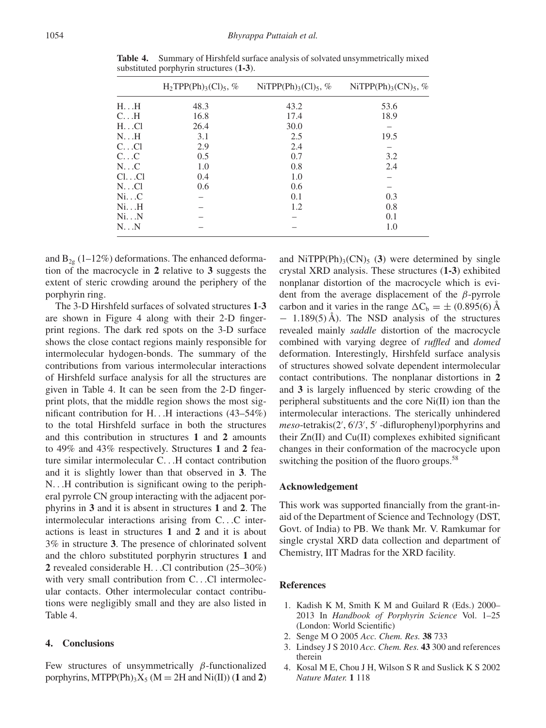**Table 4.** Summary of Hirshfeld surface analysis of solvated unsymmetrically mixed substituted porphyrin structures (**1-3**).

| | $H_2TPP(Ph)_3(Cl)_5$, % | $NiTPP(Ph)_3(Cl)_5$, % | $NiTPP(Ph)_3(CN)_5$, % |
|---|---|---|---|
| H...H | 48.3 | 43.2 | 53.6 |
| C...H | 16.8 | 17.4 | 18.9 |
| H...Cl | 26.4 | 30.0 | – |
| N...H | 3.1 | 2.5 | 19.5 |
| C...Cl | 2.9 | 2.4 | – |
| C...C | 0.5 | 0.7 | 3.2 |
| N...C | 1.0 | 0.8 | 2.4 |
| Cl...Cl | 0.4 | 1.0 | – |
| N...Cl | 0.6 | 0.6 | – |
| Ni...C | – | 0.1 | 0.3 |
| Ni...H | – | 1.2 | 0.8 |
| Ni...N | – | – | 0.1 |
| N...N | – | – | 1.0 |

and $B_{2g}$ (1–12%) deformations. The enhanced deformation of the macrocycle in **2** relative to **3** suggests the extent of steric crowding around the periphery of the porphyrin ring.

The 3-D Hirshfeld surfaces of solvated structures **1**-**3** are shown in Figure 4 along with their 2-D fingerprint regions. The dark red spots on the 3-D surface shows the close contact regions mainly responsible for intermolecular hydrogen-bonds. The summary of the contributions from various intermolecular interactions of Hirshfeld surface analysis for all the structures are given in Table 4. It can be seen from the 2-D fingerprint plots, that the middle region shows the most significant contribution for H...H interactions (43–54%) to the total Hirshfeld surface in both the structures and this contribution in structures **1** and **2** amounts to 49% and 43% respectively. Structures **1** and **2** feature similar intermolecular C...H contact contribution and it is slightly lower than that observed in **3**. The N...H contribution is significant owing to the peripheral pyrrole CN group interacting with the adjacent porphyrins in **3** and it is absent in structures **1** and **2**. The intermolecular interactions arising from C...C interactions is least in structures **1** and **2** and it is about 3% in structure **3**. The presence of chlorinated solvent and the chloro substituted porphyrin structures **1** and **2** revealed considerable H...Cl contribution (25–30%) with very small contribution from C...Cl intermolecular contacts. Other intermolecular contact contributions were negligibly small and they are also listed in Table 4.

## 4. Conclusions

Few structures of unsymmetrically $\beta$-functionalized porphyrins, $MTPP(Ph)_3X_5$ (M = 2H and Ni(II)) (**1** and **2**) and $NiTPP(Ph)_3(CN)_5$ (**3**) were determined by single crystal XRD analysis. These structures (**1-3**) exhibited nonplanar distortion of the macrocycle which is evident from the average displacement of the $\beta$-pyrrole carbon and it varies in the range $\Delta C_b = \pm$ (0.895(6) Å − 1.189(5) Å). The NSD analysis of the structures revealed mainly *saddle* distortion of the macrocycle combined with varying degree of *ruffled* and *domed* deformation. Interestingly, Hirshfeld surface analysis of structures showed solvate dependent intermolecular contact contributions. The nonplanar distortions in **2** and **3** is largely influenced by steric crowding of the peripheral substituents and the core Ni(II) ion than the intermolecular interactions. The sterically unhindered *meso*-tetrakis(2′, 6′/3′, 5′ -diflurophenyl)porphyrins and their Zn(II) and Cu(II) complexes exhibited significant changes in their conformation of the macrocycle upon switching the position of the fluoro groups.[58]

### Acknowledgement

This work was supported financially from the grant-in-aid of the Department of Science and Technology (DST, Govt. of India) to PB. We thank Mr. V. Ramkumar for single crystal XRD data collection and department of Chemistry, IIT Madras for the XRD facility.

### References

1. Kadish K M, Smith K M and Guilard R (Eds.) 2000–2013 In *Handbook of Porphyrin Science* Vol. 1–25 (London: World Scientific)
2. Senge M O 2005 *Acc. Chem. Res.* **38** 733
3. Lindsey J S 2010 *Acc. Chem. Res.* **43** 300 and references therein
4. Kosal M E, Chou J H, Wilson S R and Suslick K S 2002 *Nature Mater.* **1** 118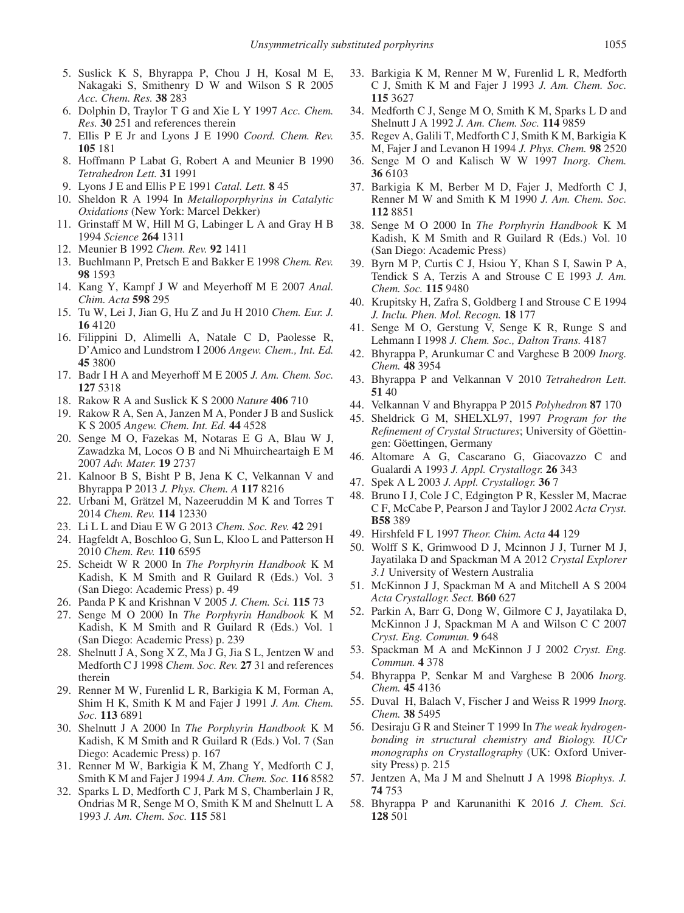5. Suslick K S, Bhyrappa P, Chou J H, Kosal M E, Nakagaki S, Smithenry D W and Wilson S R 2005 *Acc. Chem. Res.* **38** 283
6. Dolphin D, Traylor T G and Xie L Y 1997 *Acc. Chem. Res.* **30** 251 and references therein
7. Ellis P E Jr and Lyons J E 1990 *Coord. Chem. Rev.* **105** 181
8. Hoffmann P Labat G, Robert A and Meunier B 1990 *Tetrahedron Lett.* **31** 1991
9. Lyons J E and Ellis P E 1991 *Catal. Lett.* **8** 45
10. Sheldon R A 1994 In *Metalloporphyrins in Catalytic Oxidations* (New York: Marcel Dekker)
11. Grinstaff M W, Hill M G, Labinger L A and Gray H B 1994 *Science* **264** 1311
12. Meunier B 1992 *Chem. Rev.* **92** 1411
13. Buehlmann P, Pretsch E and Bakker E 1998 *Chem. Rev.* **98** 1593
14. Kang Y, Kampf J W and Meyerhoff M E 2007 *Anal. Chim. Acta* **598** 295
15. Tu W, Lei J, Jian G, Hu Z and Ju H 2010 *Chem. Eur. J.* **16** 4120
16. Filippini D, Alimelli A, Natale C D, Paolesse R, D'Amico and Lundstrom I 2006 *Angew. Chem., Int. Ed.* **45** 3800
17. Badr I H A and Meyerhoff M E 2005 *J. Am. Chem. Soc.* **127** 5318
18. Rakow R A and Suslick K S 2000 *Nature* **406** 710
19. Rakow R A, Sen A, Janzen M A, Ponder J B and Suslick K S 2005 *Angew. Chem. Int. Ed.* **44** 4528
20. Senge M O, Fazekas M, Notaras E G A, Blau W J, Zawadzka M, Locos O B and Ni Mhuircheartaigh E M 2007 *Adv. Mater.* **19** 2737
21. Kalnoor B S, Bisht P B, Jena K C, Velkannan V and Bhyrappa P 2013 *J. Phys. Chem. A* **117** 8216
22. Urbani M, Grätzel M, Nazeeruddin M K and Torres T 2014 *Chem. Rev.* **114** 12330
23. Li L L and Diau E W G 2013 *Chem. Soc. Rev.* **42** 291
24. Hagfeldt A, Boschloo G, Sun L, Kloo L and Patterson H 2010 *Chem. Rev.* **110** 6595
25. Scheidt W R 2000 In *The Porphyrin Handbook* K M Kadish, K M Smith and R Guilard R (Eds.) Vol. 3 (San Diego: Academic Press) p. 49
26. Panda P K and Krishnan V 2005 *J. Chem. Sci.* **115** 73
27. Senge M O 2000 In *The Porphyrin Handbook* K M Kadish, K M Smith and R Guilard R (Eds.) Vol. 1 (San Diego: Academic Press) p. 239
28. Shelnutt J A, Song X Z, Ma J G, Jia S L, Jentzen W and Medforth C J 1998 *Chem. Soc. Rev.* **27** 31 and references therein
29. Renner M W, Furenlid L R, Barkigia K M, Forman A, Shim H K, Smith K M and Fajer J 1991 *J. Am. Chem. Soc.* **113** 6891
30. Shelnutt J A 2000 In *The Porphyrin Handbook* K M Kadish, K M Smith and R Guilard R (Eds.) Vol. 7 (San Diego: Academic Press) p. 167
31. Renner M W, Barkigia K M, Zhang Y, Medforth C J, Smith K M and Fajer J 1994 *J. Am. Chem. Soc.* **116** 8582
32. Sparks L D, Medforth C J, Park M S, Chamberlain J R, Ondrias M R, Senge M O, Smith K M and Shelnutt L A 1993 *J. Am. Chem. Soc.* **115** 581
33. Barkigia K M, Renner M W, Furenlid L R, Medforth C J, Smith K M and Fajer J 1993 *J. Am. Chem. Soc.* **115** 3627
34. Medforth C J, Senge M O, Smith K M, Sparks L D and Shelnutt J A 1992 *J. Am. Chem. Soc.* **114** 9859
35. Regev A, Galili T, Medforth C J, Smith K M, Barkigia K M, Fajer J and Levanon H 1994 *J. Phys. Chem.* **98** 2520
36. Senge M O and Kalisch W W 1997 *Inorg. Chem.* **36** 6103
37. Barkigia K M, Berber M D, Fajer J, Medforth C J, Renner M W and Smith K M 1990 *J. Am. Chem. Soc.* **112** 8851
38. Senge M O 2000 In *The Porphyrin Handbook* K M Kadish, K M Smith and R Guilard R (Eds.) Vol. 10 (San Diego: Academic Press)
39. Byrn M P, Curtis C J, Hsiou Y, Khan S I, Sawin P A, Tendick S A, Terzis A and Strouse C E 1993 *J. Am. Chem. Soc.* **115** 9480
40. Krupitsky H, Zafra S, Goldberg I and Strouse C E 1994 *J. Inclu. Phen. Mol. Recogn.* **18** 177
41. Senge M O, Gerstung V, Senge K R, Runge S and Lehmann I 1998 *J. Chem. Soc., Dalton Trans.* 4187
42. Bhyrappa P, Arunkumar C and Varghese B 2009 *Inorg. Chem.* **48** 3954
43. Bhyrappa P and Velkannan V 2010 *Tetrahedron Lett.* **51** 40
44. Velkannan V and Bhyrappa P 2015 *Polyhedron* **87** 170
45. Sheldrick G M, SHELXL97, 1997 *Program for the Refinement of Crystal Structures*; University of Göettingen: Göettingen, Germany
46. Altomare A G, Cascarano G, Giacovazzo C and Gualardi A 1993 *J. Appl. Crystallogr.* **26** 343
47. Spek A L 2003 *J. Appl. Crystallogr.* **36** 7
48. Bruno I J, Cole J C, Edgington P R, Kessler M, Macrae C F, McCabe P, Pearson J and Taylor J 2002 *Acta Cryst.* **B58** 389
49. Hirshfeld F L 1997 *Theor. Chim. Acta* **44** 129
50. Wolff S K, Grimwood D J, Mcinnon J J, Turner M J, Jayatilaka D and Spackman M A 2012 *Crystal Explorer 3.1* University of Western Australia
51. McKinnon J J, Spackman M A and Mitchell A S 2004 *Acta Crystallogr. Sect.* **B60** 627
52. Parkin A, Barr G, Dong W, Gilmore C J, Jayatilaka D, McKinnon J J, Spackman M A and Wilson C C 2007 *Cryst. Eng. Commun.* **9** 648
53. Spackman M A and McKinnon J J 2002 *Cryst. Eng. Commun.* **4** 378
54. Bhyrappa P, Senkar M and Varghese B 2006 *Inorg. Chem.* **45** 4136
55. Duval H, Balach V, Fischer J and Weiss R 1999 *Inorg. Chem.* **38** 5495
56. Desiraju G R and Steiner T 1999 In *The weak hydrogen-bonding in structural chemistry and Biology. IUCr monographs on Crystallography* (UK: Oxford University Press) p. 215
57. Jentzen A, Ma J M and Shelnutt J A 1998 *Biophys. J.* **74** 753
58. Bhyrappa P and Karunanithi K 2016 *J. Chem. Sci.* **128** 501